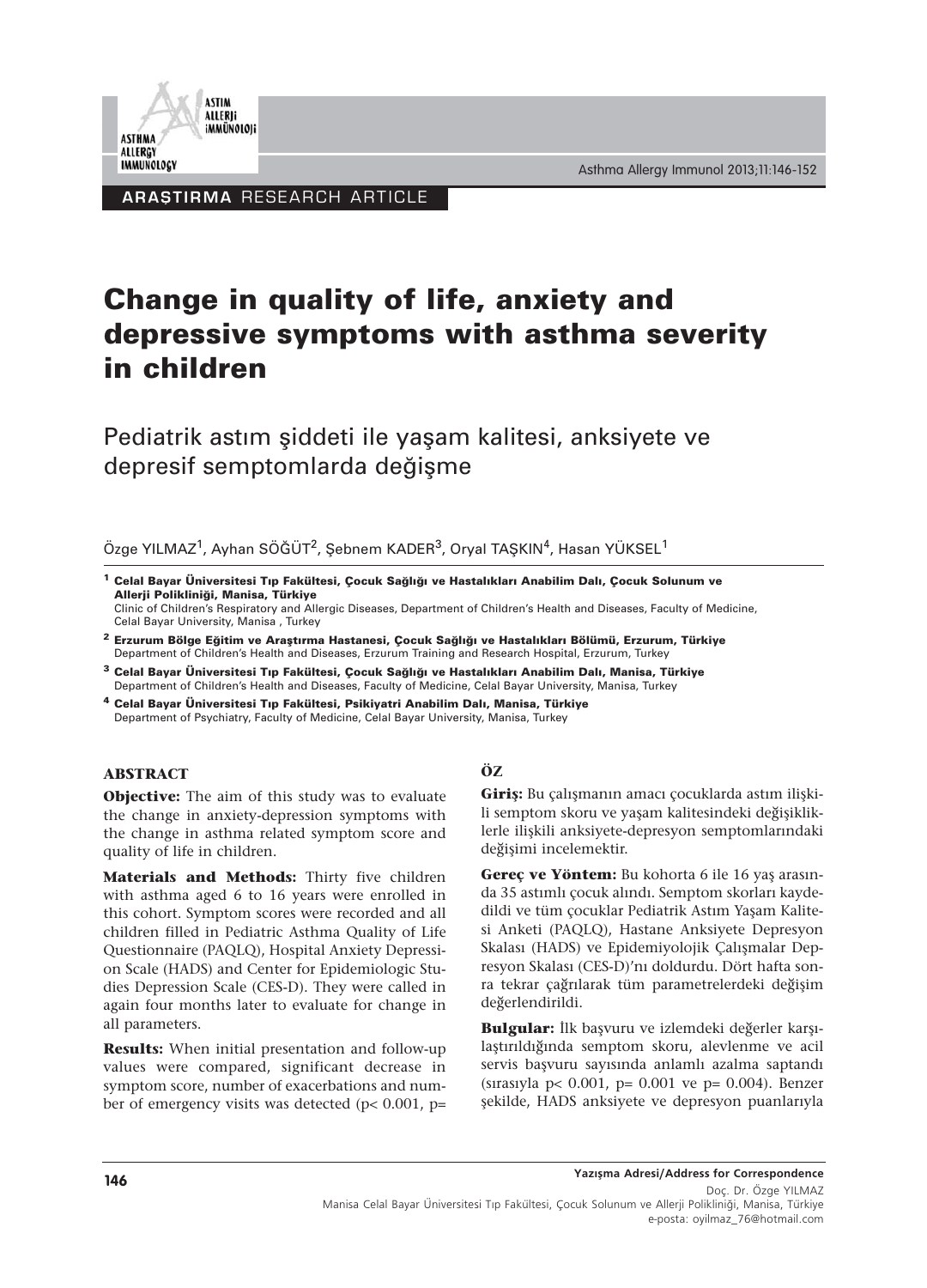ARAŞTIRMA RESEARCH ARTICLE

# Change in quality of life, anxiety and depressive symptoms with asthma severity in children

## Pediatrik astım şiddeti ile yaşam kalitesi, anksiyete ve depresif semptomlarda değişme

Özge YILMAZ[1], Ayhan SÖĞÜT[2], Şebnem KADER[3], Oryal TAŞKIN[4], Hasan YÜKSEL[1]

[1] **Celal Bayar Üniversitesi Tıp Fakültesi, Çocuk Sağlığı ve Hastalıkları Anabilim Dalı, Çocuk Solunum ve Allerji Polikliniği, Manisa, Türkiye**
Clinic of Children's Respiratory and Allergic Diseases, Department of Children's Health and Diseases, Faculty of Medicine, Celal Bayar University, Manisa , Turkey

[2] **Erzurum Bölge Eğitim ve Araştırma Hastanesi, Çocuk Sağlığı ve Hastalıkları Bölümü, Erzurum, Türkiye**
Department of Children's Health and Diseases, Erzurum Training and Research Hospital, Erzurum, Turkey

[3] **Celal Bayar Üniversitesi Tıp Fakültesi, Çocuk Sağlığı ve Hastalıkları Anabilim Dalı, Manisa, Türkiye**
Department of Children's Health and Diseases, Faculty of Medicine, Celal Bayar University, Manisa, Turkey

[4] **Celal Bayar Üniversitesi Tıp Fakültesi, Psikiyatri Anabilim Dalı, Manisa, Türkiye**
Department of Psychiatry, Faculty of Medicine, Celal Bayar University, Manisa, Turkey

### ABSTRACT

**Objective:** The aim of this study was to evaluate the change in anxiety-depression symptoms with the change in asthma related symptom score and quality of life in children.

**Materials and Methods:** Thirty five children with asthma aged 6 to 16 years were enrolled in this cohort. Symptom scores were recorded and all children filled in Pediatric Asthma Quality of Life Questionnaire (PAQLQ), Hospital Anxiety Depression Scale (HADS) and Center for Epidemiologic Studies Depression Scale (CES-D). They were called in again four months later to evaluate for change in all parameters.

**Results:** When initial presentation and follow-up values were compared, significant decrease in symptom score, number of exacerbations and number of emergency visits was detected (p< 0.001, p=

### ÖZ

**Giriş:** Bu çalışmanın amacı çocuklarda astım ilişkili semptom skoru ve yaşam kalitesindeki değişikliklerle ilişkili anksiyete-depresyon semptomlarındaki değişimi incelemektir.

**Gereç ve Yöntem:** Bu kohorta 6 ile 16 yaş arasında 35 astımlı çocuk alındı. Semptom skorları kaydedildi ve tüm çocuklar Pediatrik Astım Yaşam Kalitesi Anketi (PAQLQ), Hastane Anksiyete Depresyon Skalası (HADS) ve Epidemiyolojik Çalışmalar Depresyon Skalası (CES-D)'nı doldurdu. Dört hafta sonra tekrar çağrılarak tüm parametrelerdeki değişim değerlendirildi.

**Bulgular:** İlk başvuru ve izlemdeki değerler karşılaştırıldığında semptom skoru, alevlenme ve acil servis başvuru sayısında anlamlı azalma saptandı (sırasıyla p< 0.001, p= 0.001 ve p= 0.004). Benzer şekilde, HADS anksiyete ve depresyon puanlarıyla

**Yazışma Adresi/Address for Correspondence**
Doç. Dr. Özge YILMAZ
Manisa Celal Bayar Üniversitesi Tıp Fakültesi, Çocuk Solunum ve Allerji Polikliniği, Manisa, Türkiye
e-posta: oyilmaz_76@hotmail.com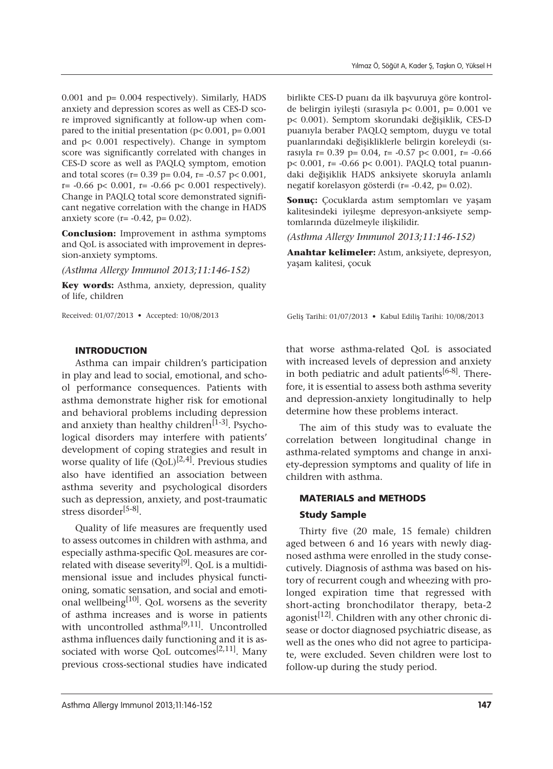0.001 and p= 0.004 respectively). Similarly, HADS anxiety and depression scores as well as CES-D score improved significantly at follow-up when compared to the initial presentation (p< 0.001, p= 0.001 and p< 0.001 respectively). Change in symptom score was significantly correlated with changes in CES-D score as well as PAQLQ symptom, emotion and total scores (r= 0.39 p= 0.04, r= -0.57 p< 0.001, r= -0.66 p< 0.001, r= -0.66 p< 0.001 respectively). Change in PAQLQ total score demonstrated significant negative correlation with the change in HADS anxiety score (r= -0.42, p= 0.02).

**Conclusion:** Improvement in asthma symptoms and QoL is associated with improvement in depression-anxiety symptoms.

*(Asthma Allergy Immunol 2013;11:146-152)*

**Key words:** Asthma, anxiety, depression, quality of life, children

Received: 01/07/2013 • Accepted: 10/08/2013

birlikte CES-D puanı da ilk başvuruya göre kontrolde belirgin iyileşti (sırasıyla p< 0.001, p= 0.001 ve p< 0.001). Semptom skorundaki değişiklik, CES-D puanıyla beraber PAQLQ semptom, duygu ve total puanlarındaki değişikliklerle belirgin koreleydi (sırasıyla r= 0.39 p= 0.04, r= -0.57 p< 0.001, r= -0.66 p< 0.001, r= -0.66 p< 0.001). PAQLQ total puanındaki değişiklik HADS anksiyete skoruyla anlamlı negatif korelasyon gösterdi (r= -0.42, p= 0.02).

**Sonuç:** Çocuklarda astım semptomları ve yaşam kalitesindeki iyileşme depresyon-anksiyete semptomlarında düzelmeyle ilişkilidir.

*(Asthma Allergy Immunol 2013;11:146-152)*

**Anahtar kelimeler:** Astım, anksiyete, depresyon, yaşam kalitesi, çocuk

Geliş Tarihi: 01/07/2013 • Kabul Ediliş Tarihi: 10/08/2013

## INTRODUCTION

Asthma can impair children's participation in play and lead to social, emotional, and school performance consequences. Patients with asthma demonstrate higher risk for emotional and behavioral problems including depression and anxiety than healthy children[1-3]. Psychological disorders may interfere with patients' development of coping strategies and result in worse quality of life (QoL)[2,4]. Previous studies also have identified an association between asthma severity and psychological disorders such as depression, anxiety, and post-traumatic stress disorder[5-8].

Quality of life measures are frequently used to assess outcomes in children with asthma, and especially asthma-specific QoL measures are correlated with disease severity[9]. QoL is a multidimensional issue and includes physical functioning, somatic sensation, and social and emotional wellbeing[10]. QoL worsens as the severity of asthma increases and is worse in patients with uncontrolled asthma[9,11]. Uncontrolled asthma influences daily functioning and it is associated with worse QoL outcomes[2,11]. Many previous cross-sectional studies have indicated that worse asthma-related QoL is associated with increased levels of depression and anxiety in both pediatric and adult patients[6-8]. Therefore, it is essential to assess both asthma severity and depression-anxiety longitudinally to help determine how these problems interact.

The aim of this study was to evaluate the correlation between longitudinal change in asthma-related symptoms and change in anxiety-depression symptoms and quality of life in children with asthma.

## MATERIALS and METHODS

### Study Sample

Thirty five (20 male, 15 female) children aged between 6 and 16 years with newly diagnosed asthma were enrolled in the study consecutively. Diagnosis of asthma was based on history of recurrent cough and wheezing with prolonged expiration time that regressed with short-acting bronchodilator therapy, beta-2 agonist[12]. Children with any other chronic disease or doctor diagnosed psychiatric disease, as well as the ones who did not agree to participate, were excluded. Seven children were lost to follow-up during the study period.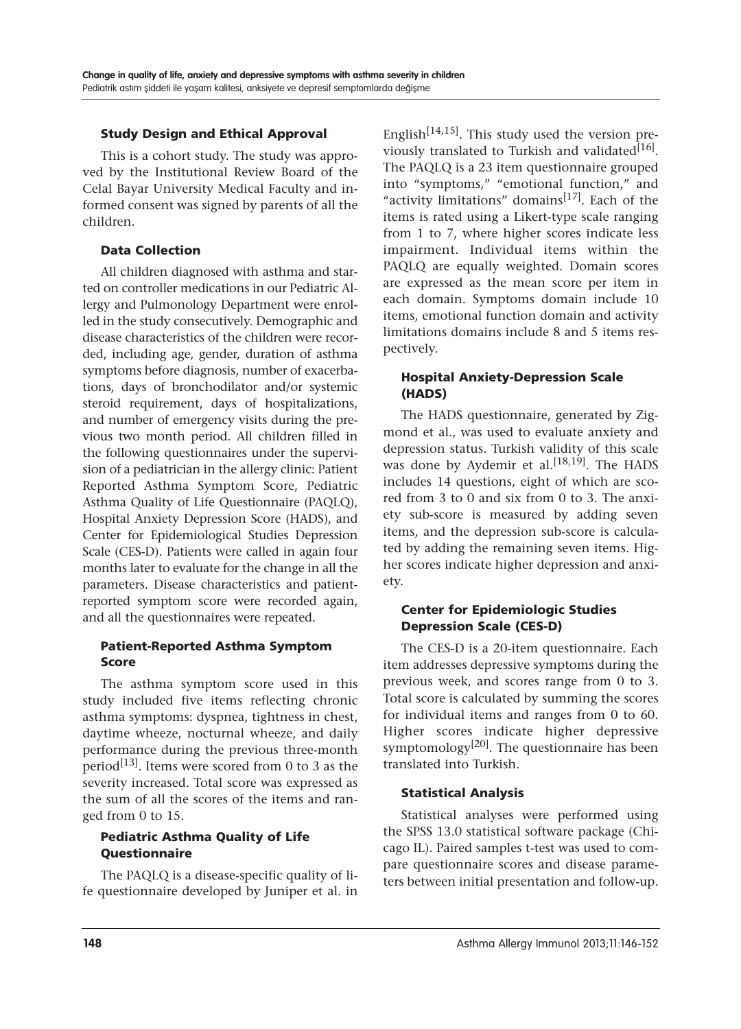### Study Design and Ethical Approval

This is a cohort study. The study was approved by the Institutional Review Board of the Celal Bayar University Medical Faculty and informed consent was signed by parents of all the children.

### Data Collection

All children diagnosed with asthma and started on controller medications in our Pediatric Allergy and Pulmonology Department were enrolled in the study consecutively. Demographic and disease characteristics of the children were recorded, including age, gender, duration of asthma symptoms before diagnosis, number of exacerbations, days of bronchodilator and/or systemic steroid requirement, days of hospitalizations, and number of emergency visits during the previous two month period. All children filled in the following questionnaires under the supervision of a pediatrician in the allergy clinic: Patient Reported Asthma Symptom Score, Pediatric Asthma Quality of Life Questionnaire (PAQLQ), Hospital Anxiety Depression Score (HADS), and Center for Epidemiological Studies Depression Scale (CES-D). Patients were called in again four months later to evaluate for the change in all the parameters. Disease characteristics and patient-reported symptom score were recorded again, and all the questionnaires were repeated.

### Patient-Reported Asthma Symptom Score

The asthma symptom score used in this study included five items reflecting chronic asthma symptoms: dyspnea, tightness in chest, daytime wheeze, nocturnal wheeze, and daily performance during the previous three-month period[13]. Items were scored from 0 to 3 as the severity increased. Total score was expressed as the sum of all the scores of the items and ranged from 0 to 15.

### Pediatric Asthma Quality of Life Questionnaire

The PAQLQ is a disease-specific quality of life questionnaire developed by Juniper et al. in English[14,15]. This study used the version previously translated to Turkish and validated[16]. The PAQLQ is a 23 item questionnaire grouped into "symptoms," "emotional function," and "activity limitations" domains[17]. Each of the items is rated using a Likert-type scale ranging from 1 to 7, where higher scores indicate less impairment. Individual items within the PAQLQ are equally weighted. Domain scores are expressed as the mean score per item in each domain. Symptoms domain include 10 items, emotional function domain and activity limitations domains include 8 and 5 items respectively.

### Hospital Anxiety-Depression Scale (HADS)

The HADS questionnaire, generated by Zigmond et al., was used to evaluate anxiety and depression status. Turkish validity of this scale was done by Aydemir et al.[18,19]. The HADS includes 14 questions, eight of which are scored from 3 to 0 and six from 0 to 3. The anxiety sub-score is measured by adding seven items, and the depression sub-score is calculated by adding the remaining seven items. Higher scores indicate higher depression and anxiety.

### Center for Epidemiologic Studies Depression Scale (CES-D)

The CES-D is a 20-item questionnaire. Each item addresses depressive symptoms during the previous week, and scores range from 0 to 3. Total score is calculated by summing the scores for individual items and ranges from 0 to 60. Higher scores indicate higher depressive symptomology[20]. The questionnaire has been translated into Turkish.

### Statistical Analysis

Statistical analyses were performed using the SPSS 13.0 statistical software package (Chicago IL). Paired samples t-test was used to compare questionnaire scores and disease parameters between initial presentation and follow-up.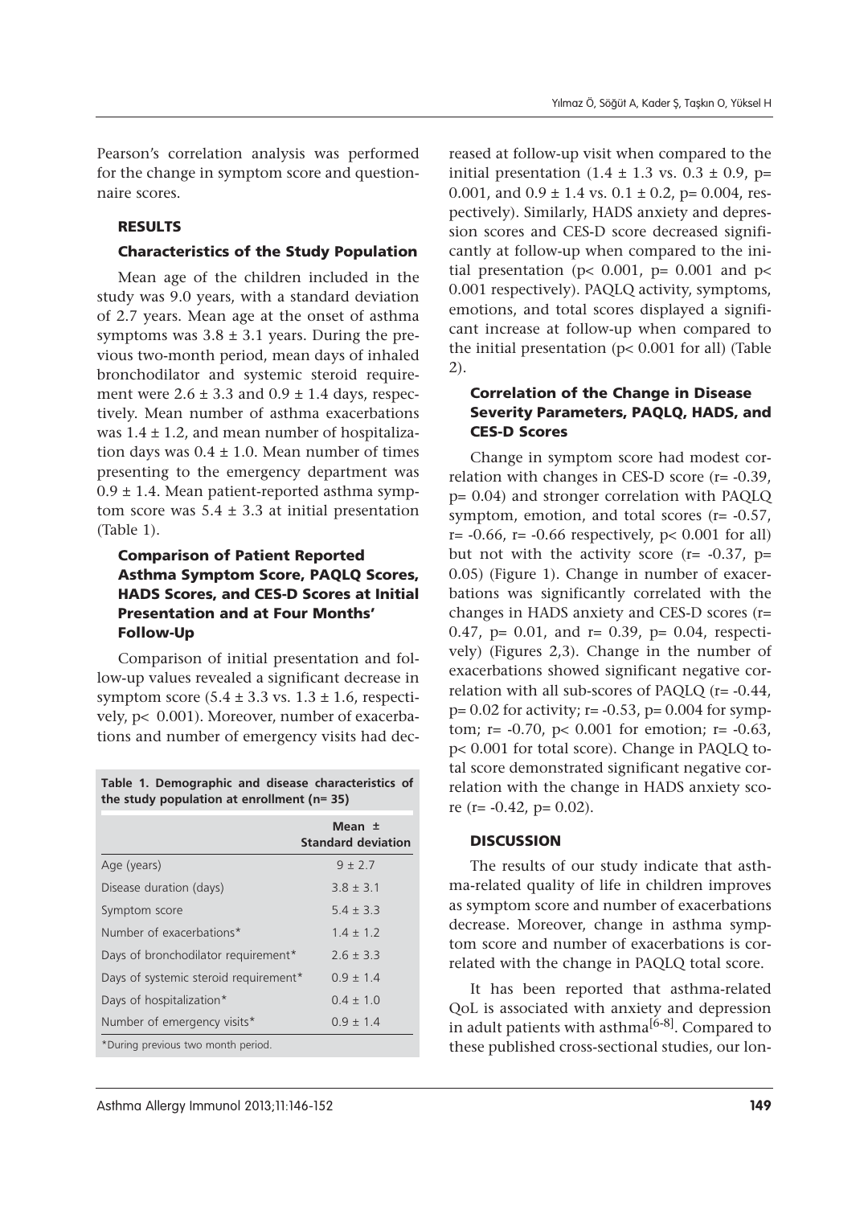Pearson's correlation analysis was performed for the change in symptom score and questionnaire scores.

## RESULTS

### Characteristics of the Study Population

Mean age of the children included in the study was 9.0 years, with a standard deviation of 2.7 years. Mean age at the onset of asthma symptoms was 3.8 ± 3.1 years. During the previous two-month period, mean days of inhaled bronchodilator and systemic steroid requirement were 2.6 ± 3.3 and 0.9 ± 1.4 days, respectively. Mean number of asthma exacerbations was 1.4 ± 1.2, and mean number of hospitalization days was 0.4 ± 1.0. Mean number of times presenting to the emergency department was 0.9 ± 1.4. Mean patient-reported asthma symptom score was 5.4 ± 3.3 at initial presentation (Table 1).

### Comparison of Patient Reported Asthma Symptom Score, PAQLQ Scores, HADS Scores, and CES-D Scores at Initial Presentation and at Four Months' Follow-Up

Comparison of initial presentation and follow-up values revealed a significant decrease in symptom score (5.4 ± 3.3 vs. 1.3 ± 1.6, respectively, $p < 0.001$). Moreover, number of exacerbations and number of emergency visits had decreased at follow-up visit when compared to the initial presentation (1.4 ± 1.3 vs. 0.3 ± 0.9, $p = 0.001$, and 0.9 ± 1.4 vs. 0.1 ± 0.2, $p = 0.004$, respectively). Similarly, HADS anxiety and depression scores and CES-D score decreased significantly at follow-up when compared to the initial presentation ($p < 0.001$, $p = 0.001$ and $p < 0.001$ respectively). PAQLQ activity, symptoms, emotions, and total scores displayed a significant increase at follow-up when compared to the initial presentation ($p < 0.001$ for all) (Table 2).

**Table 1. Demographic and disease characteristics of the study population at enrollment (n= 35)**

| | Mean ± Standard deviation |
|---|---|
| Age (years) | 9 ± 2.7 |
| Disease duration (days) | 3.8 ± 3.1 |
| Symptom score | 5.4 ± 3.3 |
| Number of exacerbations* | 1.4 ± 1.2 |
| Days of bronchodilator requirement* | 2.6 ± 3.3 |
| Days of systemic steroid requirement* | 0.9 ± 1.4 |
| Days of hospitalization* | 0.4 ± 1.0 |
| Number of emergency visits* | 0.9 ± 1.4 |

*During previous two month period.

### Correlation of the Change in Disease Severity Parameters, PAQLQ, HADS, and CES-D Scores

Change in symptom score had modest correlation with changes in CES-D score ($r = -0.39$, $p = 0.04$) and stronger correlation with PAQLQ symptom, emotion, and total scores ($r = -0.57$, $r = -0.66$, $r = -0.66$ respectively, $p < 0.001$ for all) but not with the activity score ($r = -0.37$, $p = 0.05$) (Figure 1). Change in number of exacerbations was significantly correlated with the changes in HADS anxiety and CES-D scores ($r = 0.47$, $p = 0.01$, and $r = 0.39$, $p = 0.04$, respectively) (Figures 2,3). Change in the number of exacerbations showed significant negative correlation with all sub-scores of PAQLQ ($r = -0.44$, $p = 0.02$ for activity; $r = -0.53$, $p = 0.004$ for symptom; $r = -0.70$, $p < 0.001$ for emotion; $r = -0.63$, $p < 0.001$ for total score). Change in PAQLQ total score demonstrated significant negative correlation with the change in HADS anxiety score ($r = -0.42$, $p = 0.02$).

## DISCUSSION

The results of our study indicate that asthma-related quality of life in children improves as symptom score and number of exacerbations decrease. Moreover, change in asthma symptom score and number of exacerbations is correlated with the change in PAQLQ total score.

It has been reported that asthma-related QoL is associated with anxiety and depression in adult patients with asthma[6-8]. Compared to these published cross-sectional studies, our lon-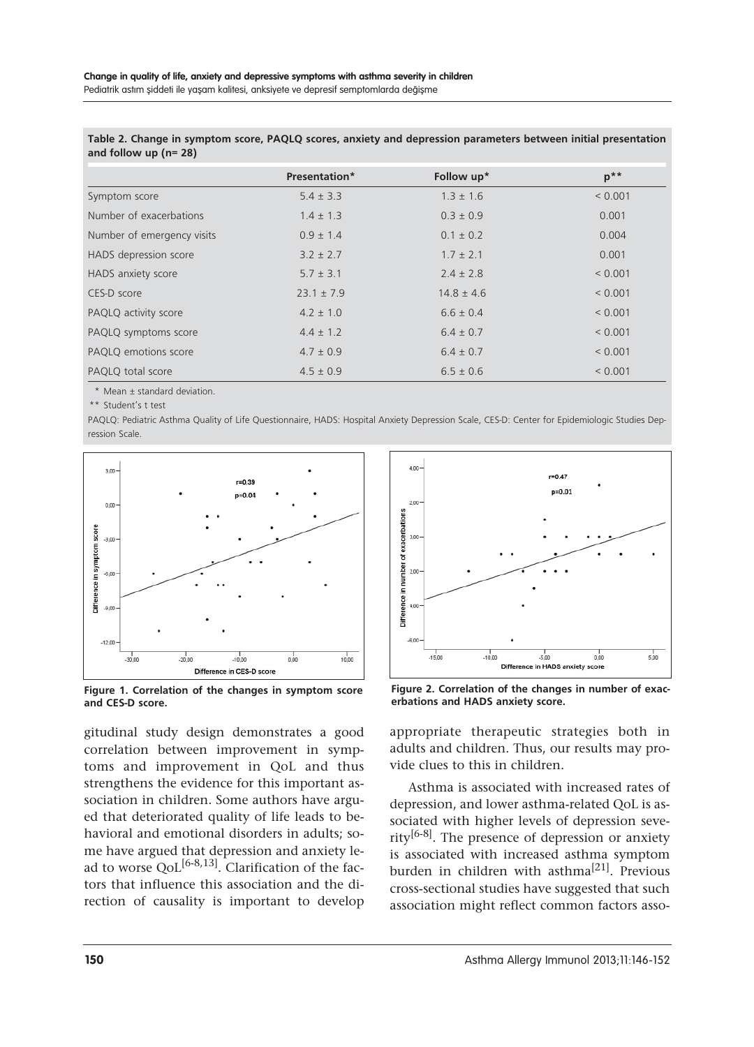**Table 2. Change in symptom score, PAQLQ scores, anxiety and depression parameters between initial presentation and follow up (n= 28)**

| | Presentation* | Follow up* | p** |
|---|---|---|---|
| Symptom score | 5.4 ± 3.3 | 1.3 ± 1.6 | < 0.001 |
| Number of exacerbations | 1.4 ± 1.3 | 0.3 ± 0.9 | 0.001 |
| Number of emergency visits | 0.9 ± 1.4 | 0.1 ± 0.2 | 0.004 |
| HADS depression score | 3.2 ± 2.7 | 1.7 ± 2.1 | 0.001 |
| HADS anxiety score | 5.7 ± 3.1 | 2.4 ± 2.8 | < 0.001 |
| CES-D score | 23.1 ± 7.9 | 14.8 ± 4.6 | < 0.001 |
| PAQLQ activity score | 4.2 ± 1.0 | 6.6 ± 0.4 | < 0.001 |
| PAQLQ symptoms score | 4.4 ± 1.2 | 6.4 ± 0.7 | < 0.001 |
| PAQLQ emotions score | 4.7 ± 0.9 | 6.4 ± 0.7 | < 0.001 |
| PAQLQ total score | 4.5 ± 0.9 | 6.5 ± 0.6 | < 0.001 |

\* Mean ± standard deviation.

\*\* Student's t test

PAQLQ: Pediatric Asthma Quality of Life Questionnaire, HADS: Hospital Anxiety Depression Scale, CES-D: Center for Epidemiologic Studies Depression Scale.

**Figure 1. Correlation of the changes in symptom score and CES-D score.**

**Figure 2. Correlation of the changes in number of exacerbations and HADS anxiety score.**

gitudinal study design demonstrates a good correlation between improvement in symptoms and improvement in QoL and thus strengthens the evidence for this important association in children. Some authors have argued that deteriorated quality of life leads to behavioral and emotional disorders in adults; some have argued that depression and anxiety lead to worse QoL[6-8,13]. Clarification of the factors that influence this association and the direction of causality is important to develop appropriate therapeutic strategies both in adults and children. Thus, our results may provide clues to this in children.

Asthma is associated with increased rates of depression, and lower asthma-related QoL is associated with higher levels of depression severity[6-8]. The presence of depression or anxiety is associated with increased asthma symptom burden in children with asthma[21]. Previous cross-sectional studies have suggested that such association might reflect common factors asso-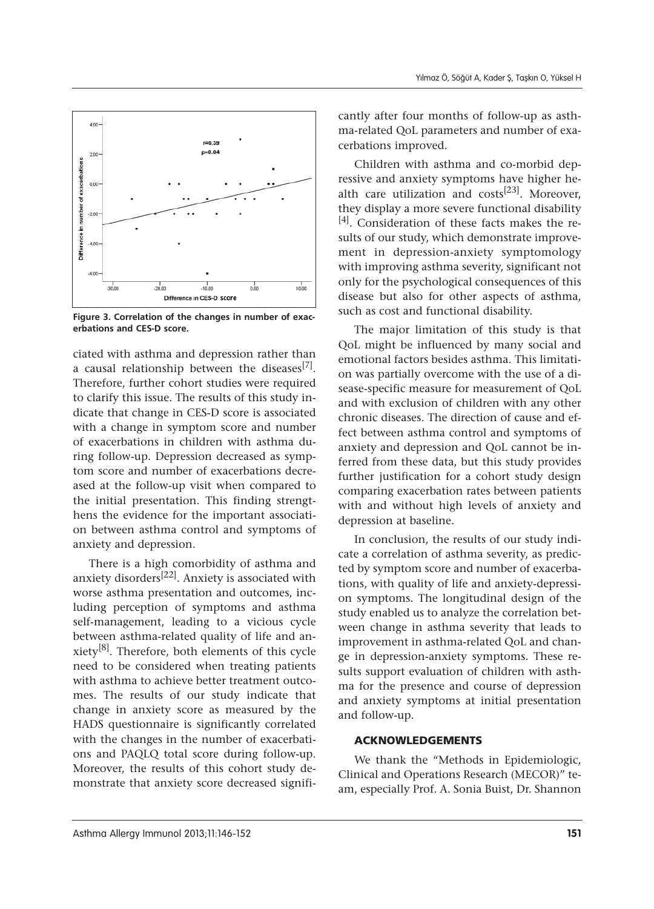Figure 3. Correlation of the changes in number of exacerbations and CES-D score.

ciated with asthma and depression rather than a causal relationship between the diseases[7]. Therefore, further cohort studies were required to clarify this issue. The results of this study indicate that change in CES-D score is associated with a change in symptom score and number of exacerbations in children with asthma during follow-up. Depression decreased as symptom score and number of exacerbations decreased at the follow-up visit when compared to the initial presentation. This finding strengthens the evidence for the important association between asthma control and symptoms of anxiety and depression.

There is a high comorbidity of asthma and anxiety disorders[22]. Anxiety is associated with worse asthma presentation and outcomes, including perception of symptoms and asthma self-management, leading to a vicious cycle between asthma-related quality of life and anxiety[8]. Therefore, both elements of this cycle need to be considered when treating patients with asthma to achieve better treatment outcomes. The results of our study indicate that change in anxiety score as measured by the HADS questionnaire is significantly correlated with the changes in the number of exacerbations and PAQLQ total score during follow-up. Moreover, the results of this cohort study demonstrate that anxiety score decreased significantly after four months of follow-up as asthma-related QoL parameters and number of exacerbations improved.

Children with asthma and co-morbid depressive and anxiety symptoms have higher health care utilization and costs[23]. Moreover, they display a more severe functional disability [4]. Consideration of these facts makes the results of our study, which demonstrate improvement in depression-anxiety symptomology with improving asthma severity, significant not only for the psychological consequences of this disease but also for other aspects of asthma, such as cost and functional disability.

The major limitation of this study is that QoL might be influenced by many social and emotional factors besides asthma. This limitation was partially overcome with the use of a disease-specific measure for measurement of QoL and with exclusion of children with any other chronic diseases. The direction of cause and effect between asthma control and symptoms of anxiety and depression and QoL cannot be inferred from these data, but this study provides further justification for a cohort study design comparing exacerbation rates between patients with and without high levels of anxiety and depression at baseline.

In conclusion, the results of our study indicate a correlation of asthma severity, as predicted by symptom score and number of exacerbations, with quality of life and anxiety-depression symptoms. The longitudinal design of the study enabled us to analyze the correlation between change in asthma severity that leads to improvement in asthma-related QoL and change in depression-anxiety symptoms. These results support evaluation of children with asthma for the presence and course of depression and anxiety symptoms at initial presentation and follow-up.

## ACKNOWLEDGEMENTS

We thank the "Methods in Epidemiologic, Clinical and Operations Research (MECOR)" team, especially Prof. A. Sonia Buist, Dr. Shannon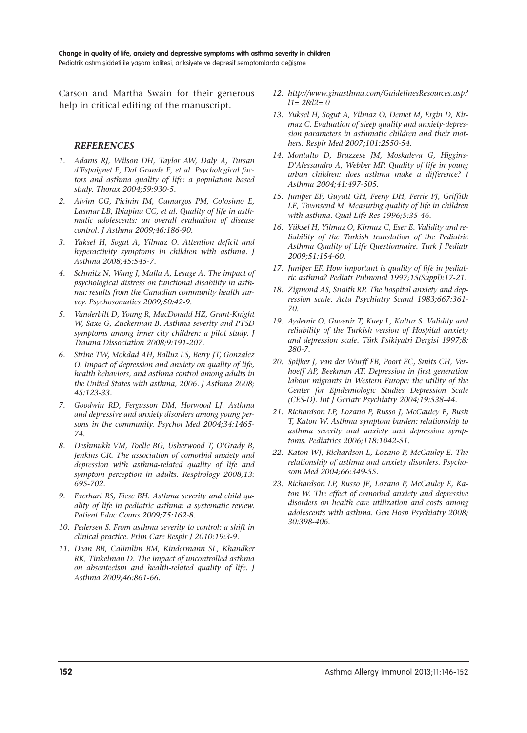Carson and Martha Swain for their generous help in critical editing of the manuscript.

### REFERENCES

1. Adams RJ, Wilson DH, Taylor AW, Daly A, Tursan d'Espaignet E, Dal Grande E, et al. Psychological factors and asthma quality of life: a population based study. Thorax 2004;59:930-5.
2. Alvim CG, Picinin IM, Camargos PM, Colosimo E, Lasmar LB, Ibiapina CC, et al. Quality of life in asthmatic adolescents: an overall evaluation of disease control. J Asthma 2009;46:186-90.
3. Yuksel H, Sogut A, Yilmaz O. Attention deficit and hyperactivity symptoms in children with asthma. J Asthma 2008;45:545-7.
4. Schmitz N, Wang J, Malla A, Lesage A. The impact of psychological distress on functional disability in asthma: results from the Canadian community health survey. Psychosomatics 2009;50:42-9.
5. Vanderbilt D, Young R, MacDonald HZ, Grant-Knight W, Saxe G, Zuckerman B. Asthma severity and PTSD symptoms among inner city children: a pilot study. J Trauma Dissociation 2008;9:191-207.
6. Strine TW, Mokdad AH, Balluz LS, Berry JT, Gonzalez O. Impact of depression and anxiety on quality of life, health behaviors, and asthma control among adults in the United States with asthma, 2006. J Asthma 2008; 45:123-33.
7. Goodwin RD, Fergusson DM, Horwood LJ. Asthma and depressive and anxiety disorders among young persons in the community. Psychol Med 2004;34:1465-74.
8. Deshmukh VM, Toelle BG, Usherwood T, O'Grady B, Jenkins CR. The association of comorbid anxiety and depression with asthma-related quality of life and symptom perception in adults. Respirology 2008;13: 695-702.
9. Everhart RS, Fiese BH. Asthma severity and child quality of life in pediatric asthma: a systematic review. Patient Educ Couns 2009;75:162-8.
10. Pedersen S. From asthma severity to control: a shift in clinical practice. Prim Care Respir J 2010:19:3-9.
11. Dean BB, Calimlim BM, Kindermann SL, Khandker RK, Tinkelman D. The impact of uncontrolled asthma on absenteeism and health-related quality of life. J Asthma 2009;46:861-66.
12. http://www.ginasthma.com/GuidelinesResources.asp?l1= 2&l2= 0
13. Yuksel H, Sogut A, Yilmaz O, Demet M, Ergin D, Kirmaz C. Evaluation of sleep quality and anxiety-depression parameters in asthmatic children and their mothers. Respir Med 2007;101:2550-54.
14. Montalto D, Bruzzese JM, Moskaleva G, Higgins-D'Alessandro A, Webber MP. Quality of life in young urban children: does asthma make a difference? J Asthma 2004;41:497-505.
15. Juniper EF, Guyatt GH, Feeny DH, Ferrie PJ, Griffith LE, Townsend M. Measuring quality of life in children with asthma. Qual Life Res 1996;5:35-46.
16. Yüksel H, Yilmaz O, Kirmaz C, Eser E. Validity and reliability of the Turkish translation of the Pediatric Asthma Quality of Life Questionnaire. Turk J Pediatr 2009;51:154-60.
17. Juniper EF. How important is quality of life in pediatric asthma? Pediatr Pulmonol 1997;15(Suppl):17-21.
18. Zigmond AS, Snaith RP. The hospital anxiety and depression scale. Acta Psychiatry Scand 1983;667:361-70.
19. Aydemir O, Guvenir T, Kuey L, Kultur S. Validity and reliability of the Turkish version of Hospital anxiety and depression scale. Türk Psikiyatri Dergisi 1997;8: 280-7.
20. Spijker J, van der Wurff FB, Poort EC, Smits CH, Verhoeff AP, Beekman AT. Depression in first generation labour migrants in Western Europe: the utility of the Center for Epidemiologic Studies Depression Scale (CES-D). Int J Geriatr Psychiatry 2004;19:538-44.
21. Richardson LP, Lozano P, Russo J, McCauley E, Bush T, Katon W. Asthma symptom burden: relationship to asthma severity and anxiety and depression symptoms. Pediatrics 2006;118:1042-51.
22. Katon WJ, Richardson L, Lozano P, McCauley E. The relationship of asthma and anxiety disorders. Psychosom Med 2004;66:349-55.
23. Richardson LP, Russo JE, Lozano P, McCauley E, Katon W. The effect of comorbid anxiety and depressive disorders on health care utilization and costs among adolescents with asthma. Gen Hosp Psychiatry 2008; 30:398-406.